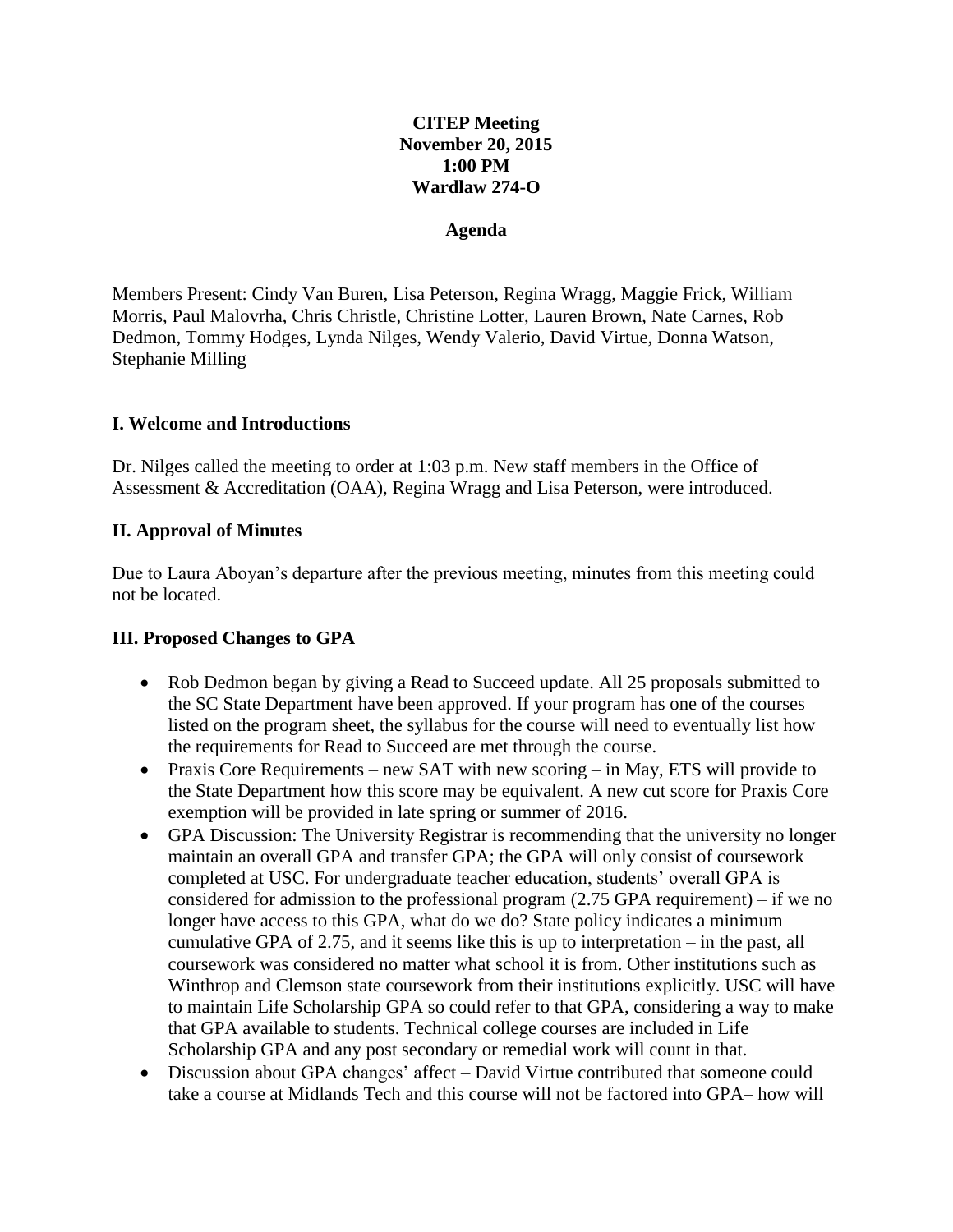**CITEP Meeting**
**November 20, 2015**
**1:00 PM**
**Wardlaw 274-O**

**Agenda**

Members Present: Cindy Van Buren, Lisa Peterson, Regina Wragg, Maggie Frick, William Morris, Paul Malovrha, Chris Christle, Christine Lotter, Lauren Brown, Nate Carnes, Rob Dedmon, Tommy Hodges, Lynda Nilges, Wendy Valerio, David Virtue, Donna Watson, Stephanie Milling

## I. Welcome and Introductions

Dr. Nilges called the meeting to order at 1:03 p.m. New staff members in the Office of Assessment & Accreditation (OAA), Regina Wragg and Lisa Peterson, were introduced.

## II. Approval of Minutes

Due to Laura Aboyan's departure after the previous meeting, minutes from this meeting could not be located.

## III. Proposed Changes to GPA

- Rob Dedmon began by giving a Read to Succeed update. All 25 proposals submitted to the SC State Department have been approved. If your program has one of the courses listed on the program sheet, the syllabus for the course will need to eventually list how the requirements for Read to Succeed are met through the course.
- Praxis Core Requirements – new SAT with new scoring – in May, ETS will provide to the State Department how this score may be equivalent. A new cut score for Praxis Core exemption will be provided in late spring or summer of 2016.
- GPA Discussion: The University Registrar is recommending that the university no longer maintain an overall GPA and transfer GPA; the GPA will only consist of coursework completed at USC. For undergraduate teacher education, students' overall GPA is considered for admission to the professional program (2.75 GPA requirement) – if we no longer have access to this GPA, what do we do? State policy indicates a minimum cumulative GPA of 2.75, and it seems like this is up to interpretation – in the past, all coursework was considered no matter what school it is from. Other institutions such as Winthrop and Clemson state coursework from their institutions explicitly. USC will have to maintain Life Scholarship GPA so could refer to that GPA, considering a way to make that GPA available to students. Technical college courses are included in Life Scholarship GPA and any post secondary or remedial work will count in that.
- Discussion about GPA changes' affect – David Virtue contributed that someone could take a course at Midlands Tech and this course will not be factored into GPA– how will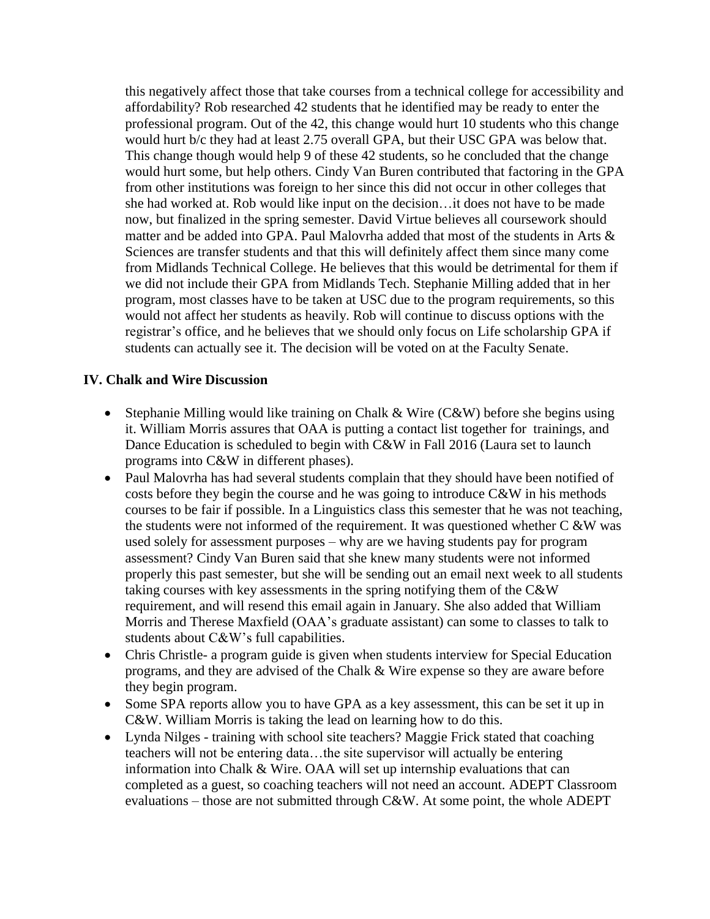this negatively affect those that take courses from a technical college for accessibility and affordability? Rob researched 42 students that he identified may be ready to enter the professional program. Out of the 42, this change would hurt 10 students who this change would hurt b/c they had at least 2.75 overall GPA, but their USC GPA was below that. This change though would help 9 of these 42 students, so he concluded that the change would hurt some, but help others. Cindy Van Buren contributed that factoring in the GPA from other institutions was foreign to her since this did not occur in other colleges that she had worked at. Rob would like input on the decision…it does not have to be made now, but finalized in the spring semester. David Virtue believes all coursework should matter and be added into GPA. Paul Malovrha added that most of the students in Arts & Sciences are transfer students and that this will definitely affect them since many come from Midlands Technical College. He believes that this would be detrimental for them if we did not include their GPA from Midlands Tech. Stephanie Milling added that in her program, most classes have to be taken at USC due to the program requirements, so this would not affect her students as heavily. Rob will continue to discuss options with the registrar's office, and he believes that we should only focus on Life scholarship GPA if students can actually see it. The decision will be voted on at the Faculty Senate.

### IV. Chalk and Wire Discussion

- Stephanie Milling would like training on Chalk & Wire (C&W) before she begins using it. William Morris assures that OAA is putting a contact list together for trainings, and Dance Education is scheduled to begin with C&W in Fall 2016 (Laura set to launch programs into C&W in different phases).
- Paul Malovrha has had several students complain that they should have been notified of costs before they begin the course and he was going to introduce C&W in his methods courses to be fair if possible. In a Linguistics class this semester that he was not teaching, the students were not informed of the requirement. It was questioned whether C &W was used solely for assessment purposes – why are we having students pay for program assessment? Cindy Van Buren said that she knew many students were not informed properly this past semester, but she will be sending out an email next week to all students taking courses with key assessments in the spring notifying them of the C&W requirement, and will resend this email again in January. She also added that William Morris and Therese Maxfield (OAA's graduate assistant) can some to classes to talk to students about C&W's full capabilities.
- Chris Christle- a program guide is given when students interview for Special Education programs, and they are advised of the Chalk & Wire expense so they are aware before they begin program.
- Some SPA reports allow you to have GPA as a key assessment, this can be set it up in C&W. William Morris is taking the lead on learning how to do this.
- Lynda Nilges - training with school site teachers? Maggie Frick stated that coaching teachers will not be entering data…the site supervisor will actually be entering information into Chalk & Wire. OAA will set up internship evaluations that can completed as a guest, so coaching teachers will not need an account. ADEPT Classroom evaluations – those are not submitted through C&W. At some point, the whole ADEPT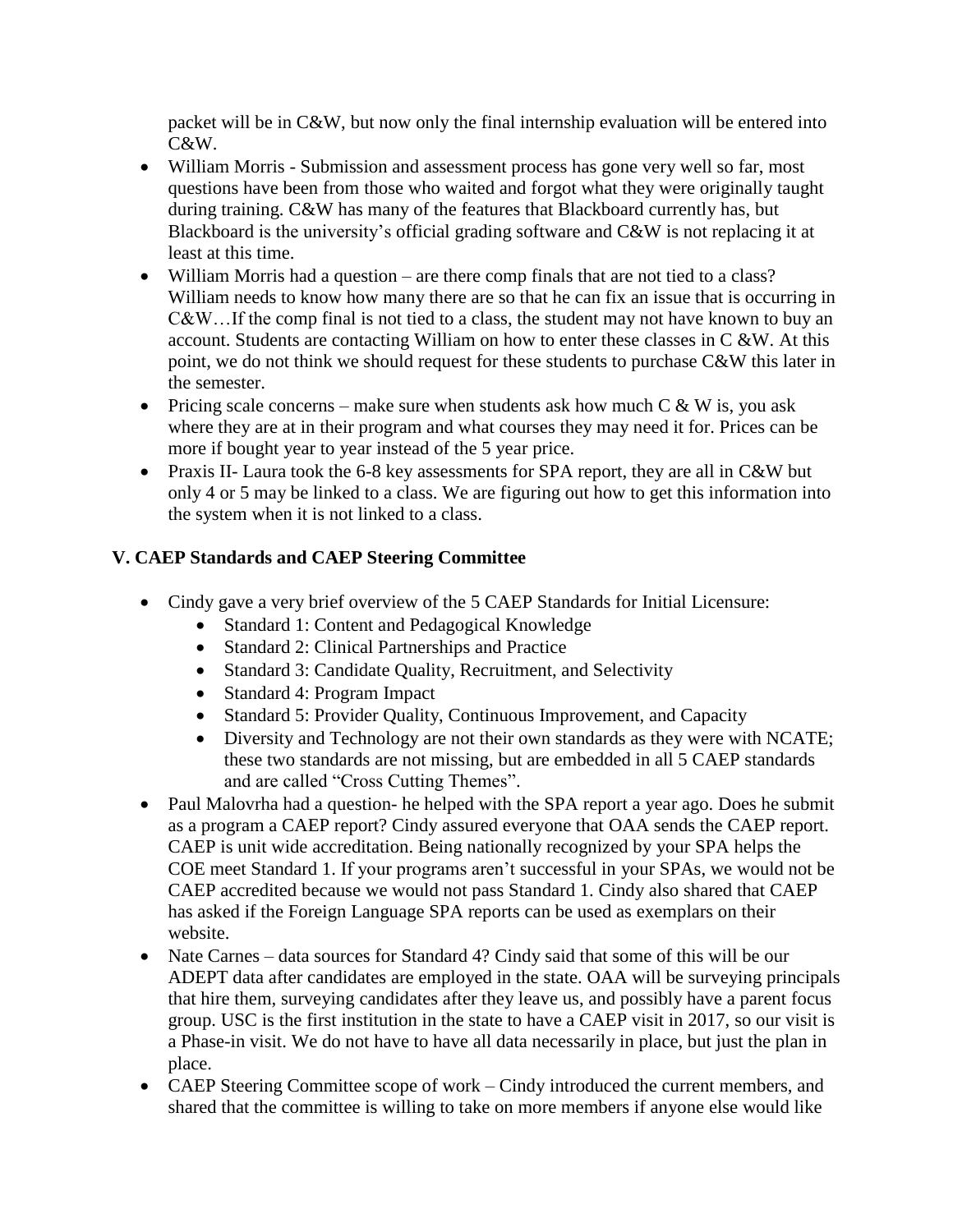packet will be in C&W, but now only the final internship evaluation will be entered into C&W.

- William Morris - Submission and assessment process has gone very well so far, most questions have been from those who waited and forgot what they were originally taught during training. C&W has many of the features that Blackboard currently has, but Blackboard is the university's official grading software and C&W is not replacing it at least at this time.
- William Morris had a question – are there comp finals that are not tied to a class? William needs to know how many there are so that he can fix an issue that is occurring in C&W…If the comp final is not tied to a class, the student may not have known to buy an account. Students are contacting William on how to enter these classes in C &W. At this point, we do not think we should request for these students to purchase C&W this later in the semester.
- Pricing scale concerns – make sure when students ask how much C & W is, you ask where they are at in their program and what courses they may need it for. Prices can be more if bought year to year instead of the 5 year price.
- Praxis II- Laura took the 6-8 key assessments for SPA report, they are all in C&W but only 4 or 5 may be linked to a class. We are figuring out how to get this information into the system when it is not linked to a class.

### V. CAEP Standards and CAEP Steering Committee

- Cindy gave a very brief overview of the 5 CAEP Standards for Initial Licensure:
  - Standard 1: Content and Pedagogical Knowledge
  - Standard 2: Clinical Partnerships and Practice
  - Standard 3: Candidate Quality, Recruitment, and Selectivity
  - Standard 4: Program Impact
  - Standard 5: Provider Quality, Continuous Improvement, and Capacity
  - Diversity and Technology are not their own standards as they were with NCATE; these two standards are not missing, but are embedded in all 5 CAEP standards and are called "Cross Cutting Themes".
- Paul Malovrha had a question- he helped with the SPA report a year ago. Does he submit as a program a CAEP report? Cindy assured everyone that OAA sends the CAEP report. CAEP is unit wide accreditation. Being nationally recognized by your SPA helps the COE meet Standard 1. If your programs aren't successful in your SPAs, we would not be CAEP accredited because we would not pass Standard 1. Cindy also shared that CAEP has asked if the Foreign Language SPA reports can be used as exemplars on their website.
- Nate Carnes – data sources for Standard 4? Cindy said that some of this will be our ADEPT data after candidates are employed in the state. OAA will be surveying principals that hire them, surveying candidates after they leave us, and possibly have a parent focus group. USC is the first institution in the state to have a CAEP visit in 2017, so our visit is a Phase-in visit. We do not have to have all data necessarily in place, but just the plan in place.
- CAEP Steering Committee scope of work – Cindy introduced the current members, and shared that the committee is willing to take on more members if anyone else would like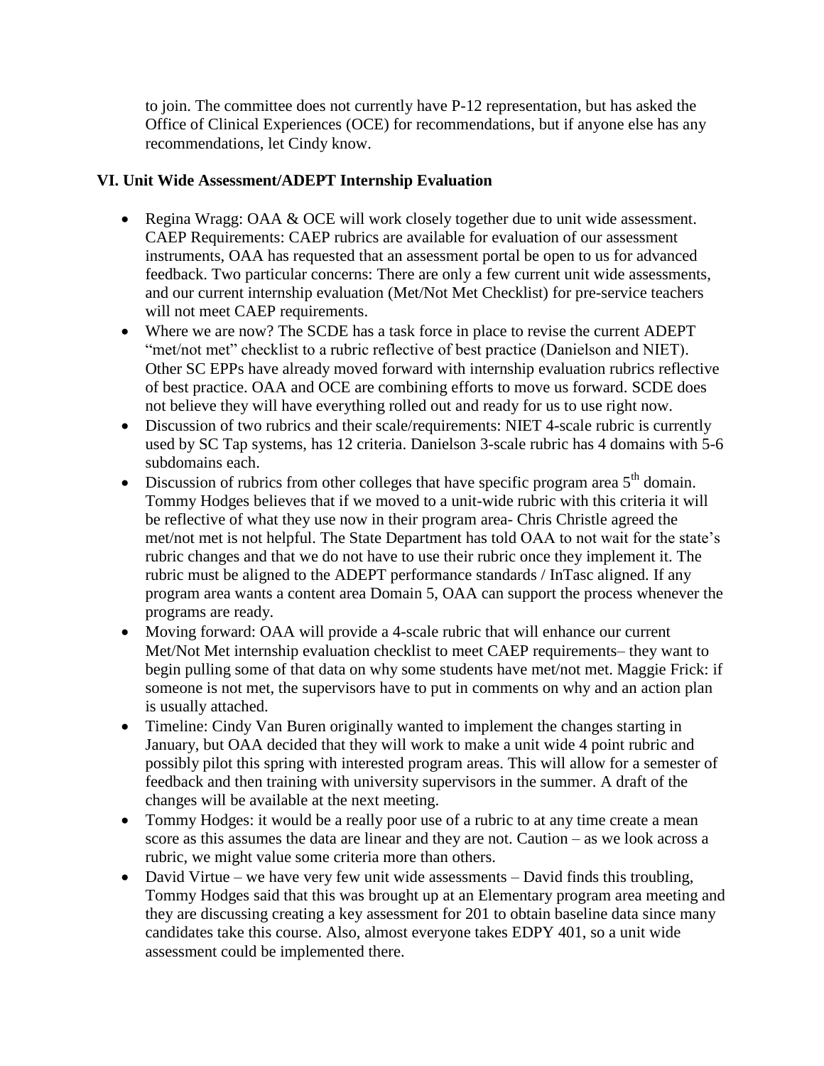to join. The committee does not currently have P-12 representation, but has asked the Office of Clinical Experiences (OCE) for recommendations, but if anyone else has any recommendations, let Cindy know.

**VI. Unit Wide Assessment/ADEPT Internship Evaluation**

- Regina Wragg: OAA & OCE will work closely together due to unit wide assessment. CAEP Requirements: CAEP rubrics are available for evaluation of our assessment instruments, OAA has requested that an assessment portal be open to us for advanced feedback. Two particular concerns: There are only a few current unit wide assessments, and our current internship evaluation (Met/Not Met Checklist) for pre-service teachers will not meet CAEP requirements.
- Where we are now? The SCDE has a task force in place to revise the current ADEPT "met/not met" checklist to a rubric reflective of best practice (Danielson and NIET). Other SC EPPs have already moved forward with internship evaluation rubrics reflective of best practice. OAA and OCE are combining efforts to move us forward. SCDE does not believe they will have everything rolled out and ready for us to use right now.
- Discussion of two rubrics and their scale/requirements: NIET 4-scale rubric is currently used by SC Tap systems, has 12 criteria. Danielson 3-scale rubric has 4 domains with 5-6 subdomains each.
- Discussion of rubrics from other colleges that have specific program area 5th domain. Tommy Hodges believes that if we moved to a unit-wide rubric with this criteria it will be reflective of what they use now in their program area- Chris Christle agreed the met/not met is not helpful. The State Department has told OAA to not wait for the state's rubric changes and that we do not have to use their rubric once they implement it. The rubric must be aligned to the ADEPT performance standards / InTasc aligned. If any program area wants a content area Domain 5, OAA can support the process whenever the programs are ready.
- Moving forward: OAA will provide a 4-scale rubric that will enhance our current Met/Not Met internship evaluation checklist to meet CAEP requirements– they want to begin pulling some of that data on why some students have met/not met. Maggie Frick: if someone is not met, the supervisors have to put in comments on why and an action plan is usually attached.
- Timeline: Cindy Van Buren originally wanted to implement the changes starting in January, but OAA decided that they will work to make a unit wide 4 point rubric and possibly pilot this spring with interested program areas. This will allow for a semester of feedback and then training with university supervisors in the summer. A draft of the changes will be available at the next meeting.
- Tommy Hodges: it would be a really poor use of a rubric to at any time create a mean score as this assumes the data are linear and they are not. Caution – as we look across a rubric, we might value some criteria more than others.
- David Virtue – we have very few unit wide assessments – David finds this troubling, Tommy Hodges said that this was brought up at an Elementary program area meeting and they are discussing creating a key assessment for 201 to obtain baseline data since many candidates take this course. Also, almost everyone takes EDPY 401, so a unit wide assessment could be implemented there.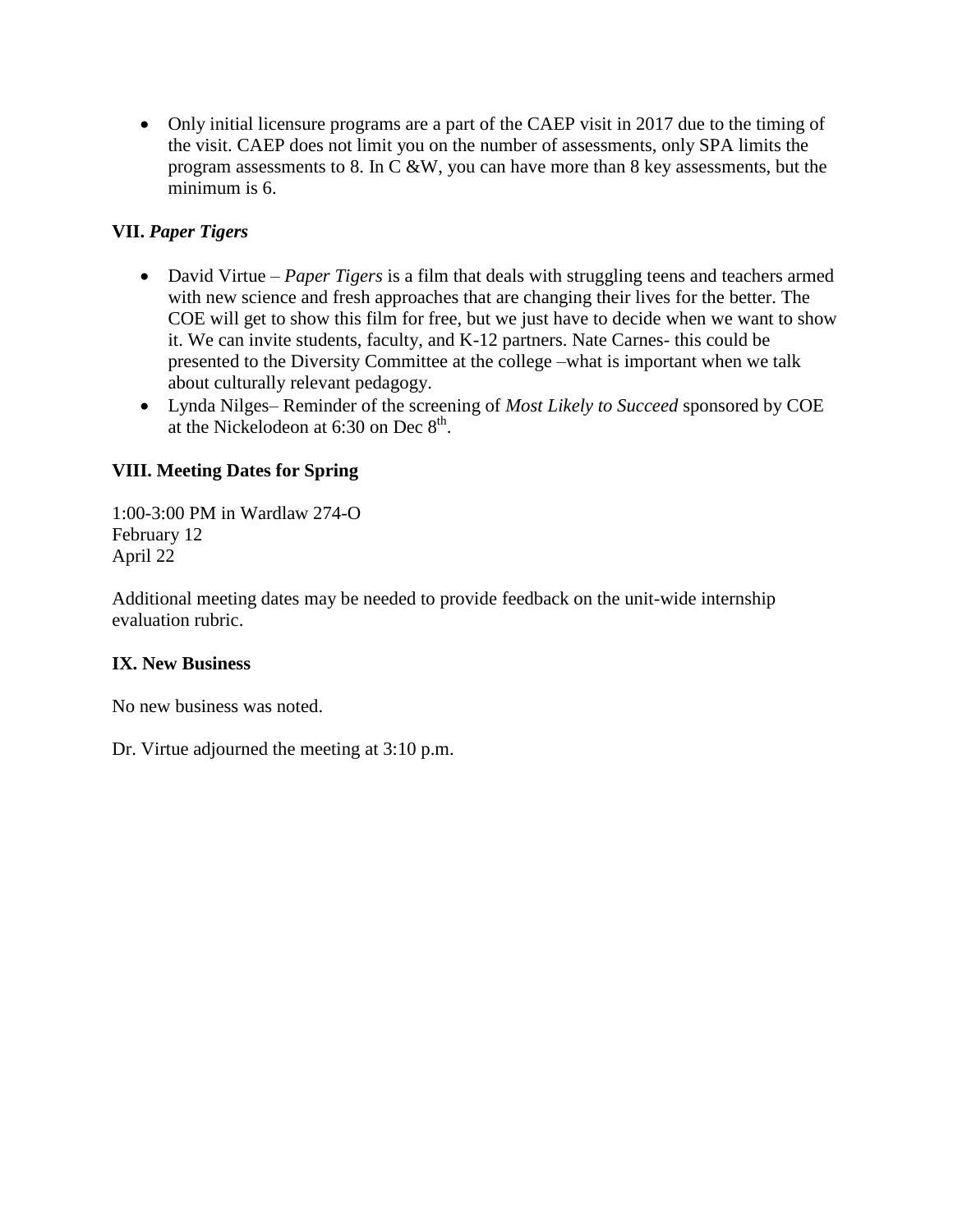- Only initial licensure programs are a part of the CAEP visit in 2017 due to the timing of the visit. CAEP does not limit you on the number of assessments, only SPA limits the program assessments to 8. In C &W, you can have more than 8 key assessments, but the minimum is 6.

**VII. *Paper Tigers***

- David Virtue – *Paper Tigers* is a film that deals with struggling teens and teachers armed with new science and fresh approaches that are changing their lives for the better. The COE will get to show this film for free, but we just have to decide when we want to show it. We can invite students, faculty, and K-12 partners. Nate Carnes- this could be presented to the Diversity Committee at the college –what is important when we talk about culturally relevant pedagogy.
- Lynda Nilges– Reminder of the screening of *Most Likely to Succeed* sponsored by COE at the Nickelodeon at 6:30 on Dec 8th.

**VIII. Meeting Dates for Spring**

1:00-3:00 PM in Wardlaw 274-O
February 12
April 22

Additional meeting dates may be needed to provide feedback on the unit-wide internship evaluation rubric.

**IX. New Business**

No new business was noted.

Dr. Virtue adjourned the meeting at 3:10 p.m.